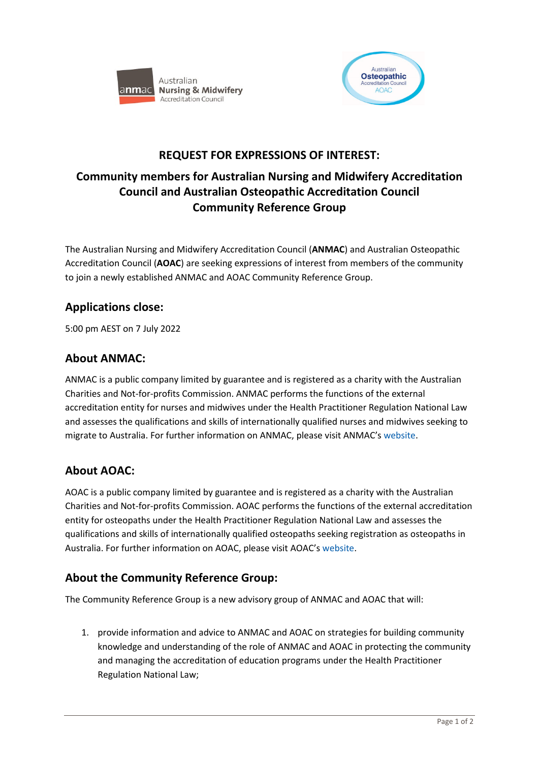# REQUEST FOR EXPRESSIONS OF INTEREST:

## Community members for Australian Nursing and Midwifery Accreditation Council and Australian Osteopathic Accreditation Council Community Reference Group

The Australian Nursing and Midwifery Accreditation Council (**ANMAC**) and Australian Osteopathic Accreditation Council (**AOAC**) are seeking expressions of interest from members of the community to join a newly established ANMAC and AOAC Community Reference Group.

## Applications close:

5:00 pm AEST on 7 July 2022

## About ANMAC:

ANMAC is a public company limited by guarantee and is registered as a charity with the Australian Charities and Not-for-profits Commission. ANMAC performs the functions of the external accreditation entity for nurses and midwives under the Health Practitioner Regulation National Law and assesses the qualifications and skills of internationally qualified nurses and midwives seeking to migrate to Australia. For further information on ANMAC, please visit ANMAC's website.

## About AOAC:

AOAC is a public company limited by guarantee and is registered as a charity with the Australian Charities and Not-for-profits Commission. AOAC performs the functions of the external accreditation entity for osteopaths under the Health Practitioner Regulation National Law and assesses the qualifications and skills of internationally qualified osteopaths seeking registration as osteopaths in Australia. For further information on AOAC, please visit AOAC's website.

## About the Community Reference Group:

The Community Reference Group is a new advisory group of ANMAC and AOAC that will:

1. provide information and advice to ANMAC and AOAC on strategies for building community knowledge and understanding of the role of ANMAC and AOAC in protecting the community and managing the accreditation of education programs under the Health Practitioner Regulation National Law;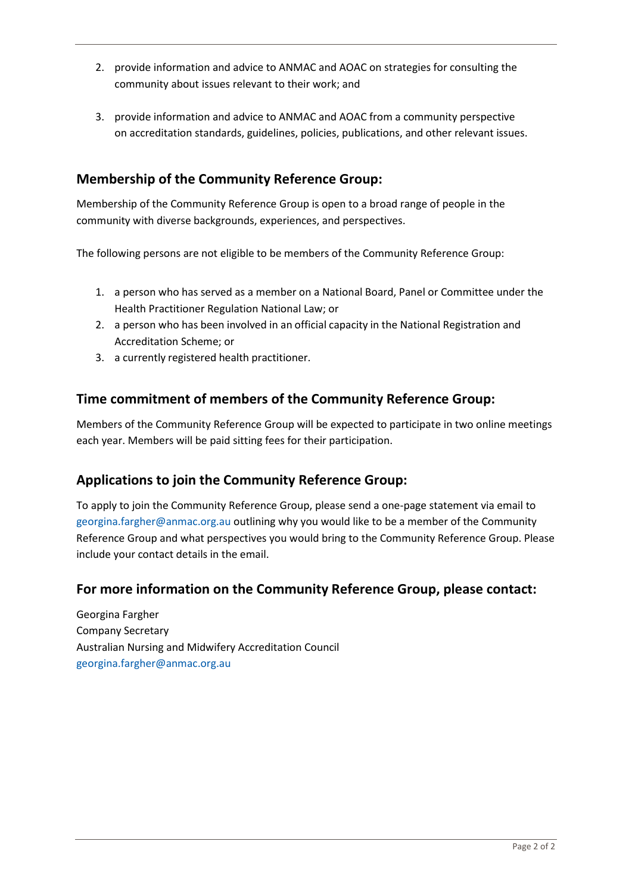2. provide information and advice to ANMAC and AOAC on strategies for consulting the community about issues relevant to their work; and

3. provide information and advice to ANMAC and AOAC from a community perspective on accreditation standards, guidelines, policies, publications, and other relevant issues.

## Membership of the Community Reference Group:

Membership of the Community Reference Group is open to a broad range of people in the community with diverse backgrounds, experiences, and perspectives.

The following persons are not eligible to be members of the Community Reference Group:

1. a person who has served as a member on a National Board, Panel or Committee under the Health Practitioner Regulation National Law; or
2. a person who has been involved in an official capacity in the National Registration and Accreditation Scheme; or
3. a currently registered health practitioner.

## Time commitment of members of the Community Reference Group:

Members of the Community Reference Group will be expected to participate in two online meetings each year. Members will be paid sitting fees for their participation.

## Applications to join the Community Reference Group:

To apply to join the Community Reference Group, please send a one-page statement via email to georgina.fargher@anmac.org.au outlining why you would like to be a member of the Community Reference Group and what perspectives you would bring to the Community Reference Group. Please include your contact details in the email.

## For more information on the Community Reference Group, please contact:

Georgina Fargher  
Company Secretary  
Australian Nursing and Midwifery Accreditation Council  
georgina.fargher@anmac.org.au